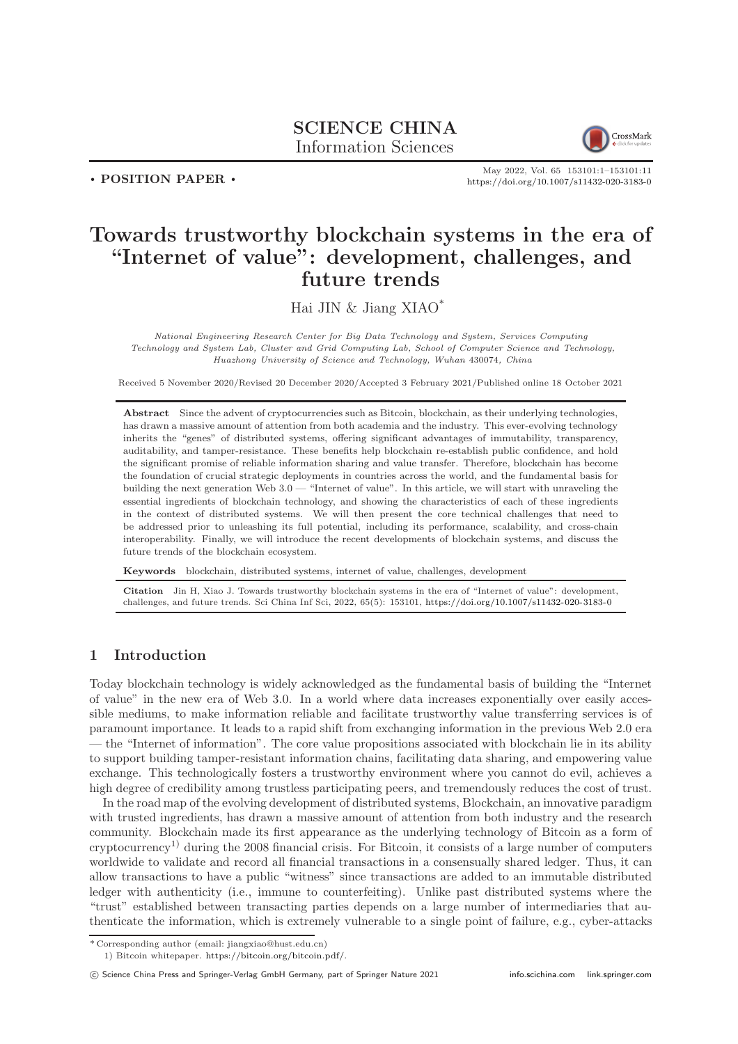SCIENCE CHINA
Information Sciences

• POSITION PAPER •

May 2022, Vol. 65 153101:1–153101:11
https://doi.org/10.1007/s11432-020-3183-0

# Towards trustworthy blockchain systems in the era of "Internet of value": development, challenges, and future trends

Hai JIN & Jiang XIAO*

*National Engineering Research Center for Big Data Technology and System, Services Computing Technology and System Lab, Cluster and Grid Computing Lab, School of Computer Science and Technology, Huazhong University of Science and Technology, Wuhan 430074, China*

Received 5 November 2020/Revised 20 December 2020/Accepted 3 February 2021/Published online 18 October 2021

**Abstract** Since the advent of cryptocurrencies such as Bitcoin, blockchain, as their underlying technologies, has drawn a massive amount of attention from both academia and the industry. This ever-evolving technology inherits the "genes" of distributed systems, offering significant advantages of immutability, transparency, auditability, and tamper-resistance. These benefits help blockchain re-establish public confidence, and hold the significant promise of reliable information sharing and value transfer. Therefore, blockchain has become the foundation of crucial strategic deployments in countries across the world, and the fundamental basis for building the next generation Web 3.0 — "Internet of value". In this article, we will start with unraveling the essential ingredients of blockchain technology, and showing the characteristics of each of these ingredients in the context of distributed systems. We will then present the core technical challenges that need to be addressed prior to unleashing its full potential, including its performance, scalability, and cross-chain interoperability. Finally, we will introduce the recent developments of blockchain systems, and discuss the future trends of the blockchain ecosystem.

**Keywords** blockchain, distributed systems, internet of value, challenges, development

**Citation** Jin H, Xiao J. Towards trustworthy blockchain systems in the era of "Internet of value": development, challenges, and future trends. Sci China Inf Sci, 2022, 65(5): 153101, https://doi.org/10.1007/s11432-020-3183-0

## 1 Introduction

Today blockchain technology is widely acknowledged as the fundamental basis of building the "Internet of value" in the new era of Web 3.0. In a world where data increases exponentially over easily accessible mediums, to make information reliable and facilitate trustworthy value transferring services is of paramount importance. It leads to a rapid shift from exchanging information in the previous Web 2.0 era — the "Internet of information". The core value propositions associated with blockchain lie in its ability to support building tamper-resistant information chains, facilitating data sharing, and empowering value exchange. This technologically fosters a trustworthy environment where you cannot do evil, achieves a high degree of credibility among trustless participating peers, and tremendously reduces the cost of trust.

In the road map of the evolving development of distributed systems, Blockchain, an innovative paradigm with trusted ingredients, has drawn a massive amount of attention from both industry and the research community. Blockchain made its first appearance as the underlying technology of Bitcoin as a form of cryptocurrency[1)] during the 2008 financial crisis. For Bitcoin, it consists of a large number of computers worldwide to validate and record all financial transactions in a consensually shared ledger. Thus, it can allow transactions to have a public "witness" since transactions are added to an immutable distributed ledger with authenticity (i.e., immune to counterfeiting). Unlike past distributed systems where the "trust" established between transacting parties depends on a large number of intermediaries that authenticate the information, which is extremely vulnerable to a single point of failure, e.g., cyber-attacks

---

* Corresponding author (email: jiangxiao@hust.edu.cn)

1) Bitcoin whitepaper. https://bitcoin.org/bitcoin.pdf/.

© Science China Press and Springer-Verlag GmbH Germany, part of Springer Nature 2021 info.scichina.com link.springer.com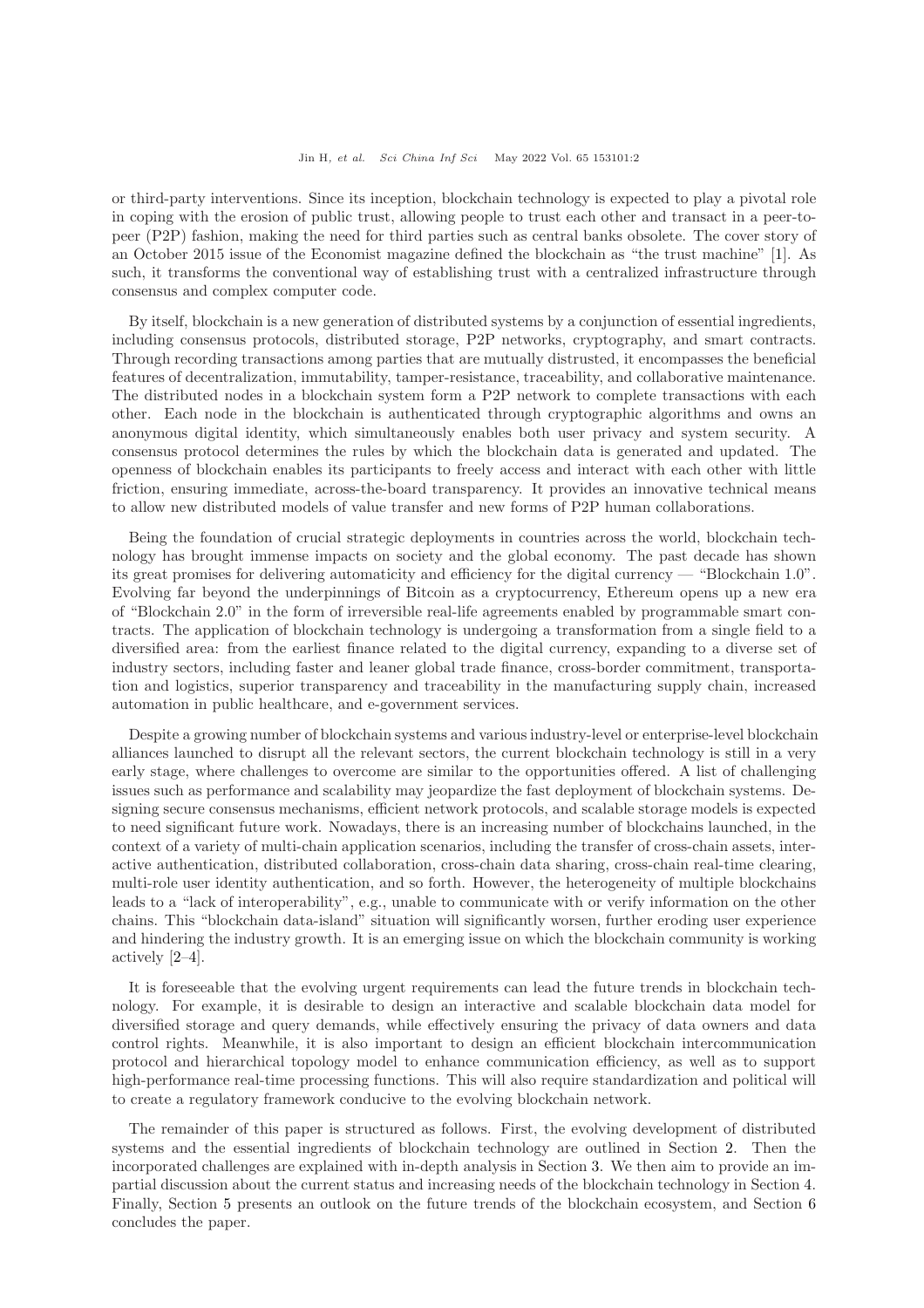or third-party interventions. Since its inception, blockchain technology is expected to play a pivotal role in coping with the erosion of public trust, allowing people to trust each other and transact in a peer-to-peer (P2P) fashion, making the need for third parties such as central banks obsolete. The cover story of an October 2015 issue of the Economist magazine defined the blockchain as "the trust machine" [1]. As such, it transforms the conventional way of establishing trust with a centralized infrastructure through consensus and complex computer code.

By itself, blockchain is a new generation of distributed systems by a conjunction of essential ingredients, including consensus protocols, distributed storage, P2P networks, cryptography, and smart contracts. Through recording transactions among parties that are mutually distrusted, it encompasses the beneficial features of decentralization, immutability, tamper-resistance, traceability, and collaborative maintenance. The distributed nodes in a blockchain system form a P2P network to complete transactions with each other. Each node in the blockchain is authenticated through cryptographic algorithms and owns an anonymous digital identity, which simultaneously enables both user privacy and system security. A consensus protocol determines the rules by which the blockchain data is generated and updated. The openness of blockchain enables its participants to freely access and interact with each other with little friction, ensuring immediate, across-the-board transparency. It provides an innovative technical means to allow new distributed models of value transfer and new forms of P2P human collaborations.

Being the foundation of crucial strategic deployments in countries across the world, blockchain technology has brought immense impacts on society and the global economy. The past decade has shown its great promises for delivering automaticity and efficiency for the digital currency — "Blockchain 1.0". Evolving far beyond the underpinnings of Bitcoin as a cryptocurrency, Ethereum opens up a new era of "Blockchain 2.0" in the form of irreversible real-life agreements enabled by programmable smart contracts. The application of blockchain technology is undergoing a transformation from a single field to a diversified area: from the earliest finance related to the digital currency, expanding to a diverse set of industry sectors, including faster and leaner global trade finance, cross-border commitment, transportation and logistics, superior transparency and traceability in the manufacturing supply chain, increased automation in public healthcare, and e-government services.

Despite a growing number of blockchain systems and various industry-level or enterprise-level blockchain alliances launched to disrupt all the relevant sectors, the current blockchain technology is still in a very early stage, where challenges to overcome are similar to the opportunities offered. A list of challenging issues such as performance and scalability may jeopardize the fast deployment of blockchain systems. Designing secure consensus mechanisms, efficient network protocols, and scalable storage models is expected to need significant future work. Nowadays, there is an increasing number of blockchains launched, in the context of a variety of multi-chain application scenarios, including the transfer of cross-chain assets, interactive authentication, distributed collaboration, cross-chain data sharing, cross-chain real-time clearing, multi-role user identity authentication, and so forth. However, the heterogeneity of multiple blockchains leads to a "lack of interoperability", e.g., unable to communicate with or verify information on the other chains. This "blockchain data-island" situation will significantly worsen, further eroding user experience and hindering the industry growth. It is an emerging issue on which the blockchain community is working actively [2–4].

It is foreseeable that the evolving urgent requirements can lead the future trends in blockchain technology. For example, it is desirable to design an interactive and scalable blockchain data model for diversified storage and query demands, while effectively ensuring the privacy of data owners and data control rights. Meanwhile, it is also important to design an efficient blockchain intercommunication protocol and hierarchical topology model to enhance communication efficiency, as well as to support high-performance real-time processing functions. This will also require standardization and political will to create a regulatory framework conducive to the evolving blockchain network.

The remainder of this paper is structured as follows. First, the evolving development of distributed systems and the essential ingredients of blockchain technology are outlined in Section 2. Then the incorporated challenges are explained with in-depth analysis in Section 3. We then aim to provide an impartial discussion about the current status and increasing needs of the blockchain technology in Section 4. Finally, Section 5 presents an outlook on the future trends of the blockchain ecosystem, and Section 6 concludes the paper.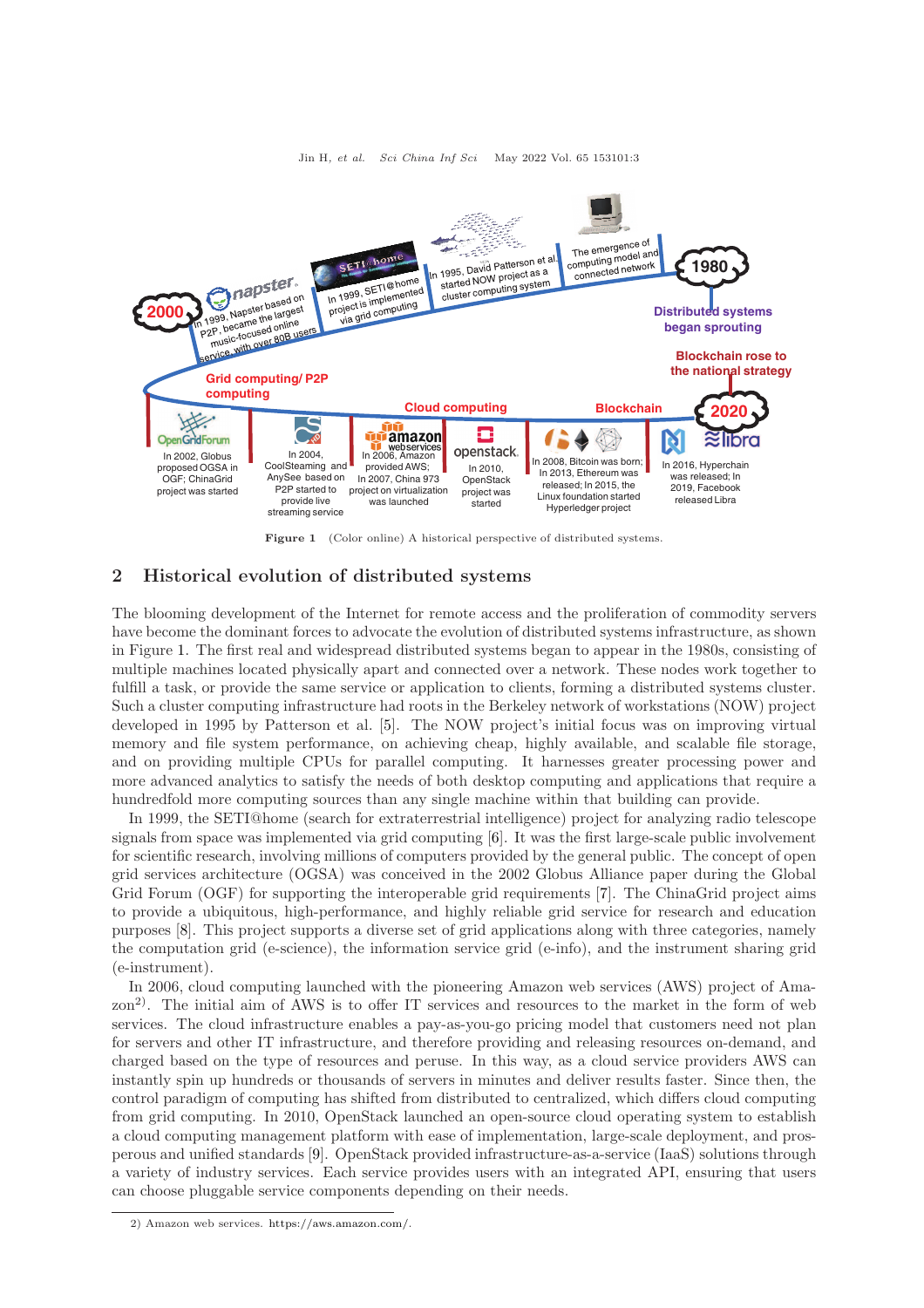Figure 1 (Color online) A historical perspective of distributed systems.

## 2 Historical evolution of distributed systems

The blooming development of the Internet for remote access and the proliferation of commodity servers have become the dominant forces to advocate the evolution of distributed systems infrastructure, as shown in Figure 1. The first real and widespread distributed systems began to appear in the 1980s, consisting of multiple machines located physically apart and connected over a network. These nodes work together to fulfill a task, or provide the same service or application to clients, forming a distributed systems cluster. Such a cluster computing infrastructure had roots in the Berkeley network of workstations (NOW) project developed in 1995 by Patterson et al. [5]. The NOW project's initial focus was on improving virtual memory and file system performance, on achieving cheap, highly available, and scalable file storage, and on providing multiple CPUs for parallel computing. It harnesses greater processing power and more advanced analytics to satisfy the needs of both desktop computing and applications that require a hundredfold more computing sources than any single machine within that building can provide.

In 1999, the SETI@home (search for extraterrestrial intelligence) project for analyzing radio telescope signals from space was implemented via grid computing [6]. It was the first large-scale public involvement for scientific research, involving millions of computers provided by the general public. The concept of open grid services architecture (OGSA) was conceived in the 2002 Globus Alliance paper during the Global Grid Forum (OGF) for supporting the interoperable grid requirements [7]. The ChinaGrid project aims to provide a ubiquitous, high-performance, and highly reliable grid service for research and education purposes [8]. This project supports a diverse set of grid applications along with three categories, namely the computation grid (e-science), the information service grid (e-info), and the instrument sharing grid (e-instrument).

In 2006, cloud computing launched with the pioneering Amazon web services (AWS) project of Amazon[2]. The initial aim of AWS is to offer IT services and resources to the market in the form of web services. The cloud infrastructure enables a pay-as-you-go pricing model that customers need not plan for servers and other IT infrastructure, and therefore providing and releasing resources on-demand, and charged based on the type of resources and peruse. In this way, as a cloud service providers AWS can instantly spin up hundreds or thousands of servers in minutes and deliver results faster. Since then, the control paradigm of computing has shifted from distributed to centralized, which differs cloud computing from grid computing. In 2010, OpenStack launched an open-source cloud operating system to establish a cloud computing management platform with ease of implementation, large-scale deployment, and prosperous and unified standards [9]. OpenStack provided infrastructure-as-a-service (IaaS) solutions through a variety of industry services. Each service provides users with an integrated API, ensuring that users can choose pluggable service components depending on their needs.

2) Amazon web services. https://aws.amazon.com/.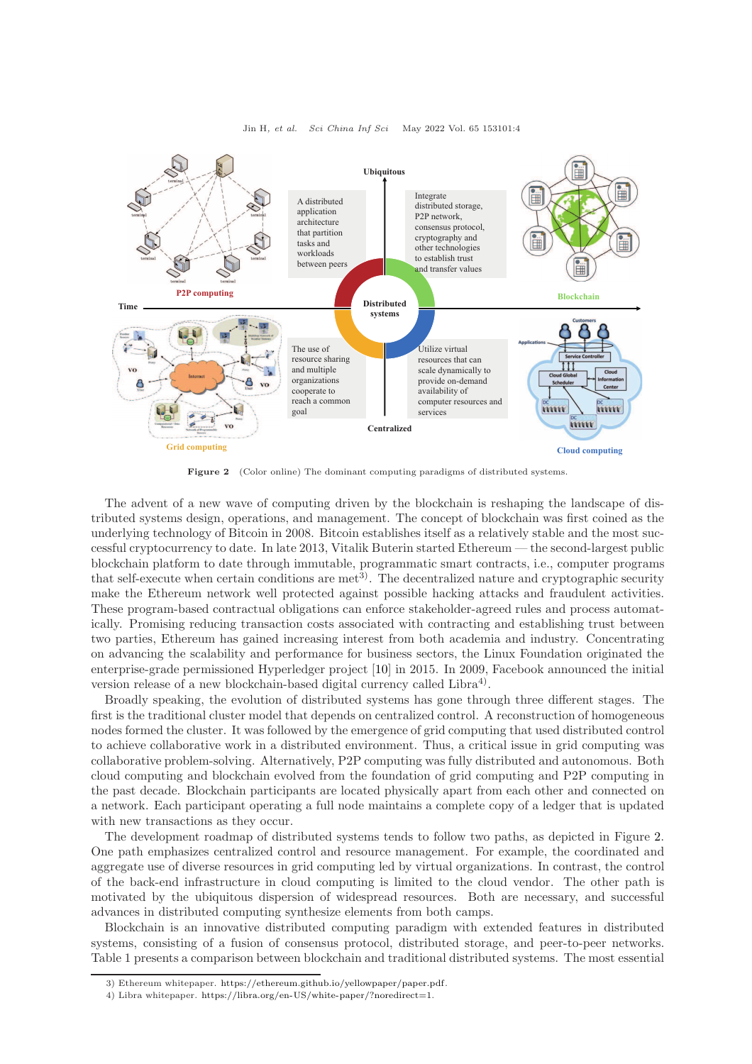Figure 2 (Color online) The dominant computing paradigms of distributed systems.

The advent of a new wave of computing driven by the blockchain is reshaping the landscape of distributed systems design, operations, and management. The concept of blockchain was first coined as the underlying technology of Bitcoin in 2008. Bitcoin establishes itself as a relatively stable and the most successful cryptocurrency to date. In late 2013, Vitalik Buterin started Ethereum — the second-largest public blockchain platform to date through immutable, programmatic smart contracts, i.e., computer programs that self-execute when certain conditions are met[3]. The decentralized nature and cryptographic security make the Ethereum network well protected against possible hacking attacks and fraudulent activities. These program-based contractual obligations can enforce stakeholder-agreed rules and process automatically. Promising reducing transaction costs associated with contracting and establishing trust between two parties, Ethereum has gained increasing interest from both academia and industry. Concentrating on advancing the scalability and performance for business sectors, the Linux Foundation originated the enterprise-grade permissioned Hyperledger project [10] in 2015. In 2009, Facebook announced the initial version release of a new blockchain-based digital currency called Libra[4].

Broadly speaking, the evolution of distributed systems has gone through three different stages. The first is the traditional cluster model that depends on centralized control. A reconstruction of homogeneous nodes formed the cluster. It was followed by the emergence of grid computing that used distributed control to achieve collaborative work in a distributed environment. Thus, a critical issue in grid computing was collaborative problem-solving. Alternatively, P2P computing was fully distributed and autonomous. Both cloud computing and blockchain evolved from the foundation of grid computing and P2P computing in the past decade. Blockchain participants are located physically apart from each other and connected on a network. Each participant operating a full node maintains a complete copy of a ledger that is updated with new transactions as they occur.

The development roadmap of distributed systems tends to follow two paths, as depicted in Figure 2. One path emphasizes centralized control and resource management. For example, the coordinated and aggregate use of diverse resources in grid computing led by virtual organizations. In contrast, the control of the back-end infrastructure in cloud computing is limited to the cloud vendor. The other path is motivated by the ubiquitous dispersion of widespread resources. Both are necessary, and successful advances in distributed computing synthesize elements from both camps.

Blockchain is an innovative distributed computing paradigm with extended features in distributed systems, consisting of a fusion of consensus protocol, distributed storage, and peer-to-peer networks. Table 1 presents a comparison between blockchain and traditional distributed systems. The most essential

3) Ethereum whitepaper. https://ethereum.github.io/yellowpaper/paper.pdf.

4) Libra whitepaper. https://libra.org/en-US/white-paper/?noredirect=1.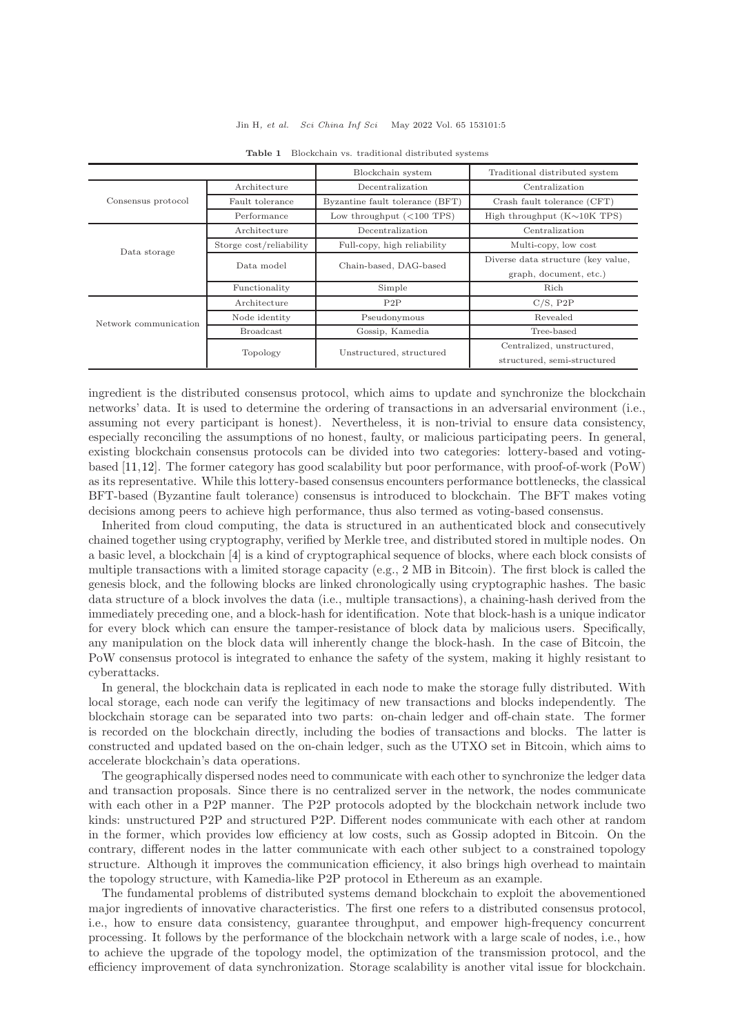**Table 1** Blockchain vs. traditional distributed systems

| | | Blockchain system | Traditional distributed system |
|---|---|---|---|
| Consensus protocol | Architecture | Decentralization | Centralization |
| | Fault tolerance | Byzantine fault tolerance (BFT) | Crash fault tolerance (CFT) |
| | Performance | Low throughput (<100 TPS) | High throughput (K∼10K TPS) |
| Data storage | Architecture | Decentralization | Centralization |
| | Storge cost/reliability | Full-copy, high reliability | Multi-copy, low cost |
| | Data model | Chain-based, DAG-based | Diverse data structure (key value, graph, document, etc.) |
| | Functionality | Simple | Rich |
| Network communication | Architecture | P2P | C/S, P2P |
| | Node identity | Pseudonymous | Revealed |
| | Broadcast | Gossip, Kamedia | Tree-based |
| | Topology | Unstructured, structured | Centralized, unstructured, structured, semi-structured |

ingredient is the distributed consensus protocol, which aims to update and synchronize the blockchain networks' data. It is used to determine the ordering of transactions in an adversarial environment (i.e., assuming not every participant is honest). Nevertheless, it is non-trivial to ensure data consistency, especially reconciling the assumptions of no honest, faulty, or malicious participating peers. In general, existing blockchain consensus protocols can be divided into two categories: lottery-based and voting-based [11,12]. The former category has good scalability but poor performance, with proof-of-work (PoW) as its representative. While this lottery-based consensus encounters performance bottlenecks, the classical BFT-based (Byzantine fault tolerance) consensus is introduced to blockchain. The BFT makes voting decisions among peers to achieve high performance, thus also termed as voting-based consensus.

Inherited from cloud computing, the data is structured in an authenticated block and consecutively chained together using cryptography, verified by Merkle tree, and distributed stored in multiple nodes. On a basic level, a blockchain [4] is a kind of cryptographical sequence of blocks, where each block consists of multiple transactions with a limited storage capacity (e.g., 2 MB in Bitcoin). The first block is called the genesis block, and the following blocks are linked chronologically using cryptographic hashes. The basic data structure of a block involves the data (i.e., multiple transactions), a chaining-hash derived from the immediately preceding one, and a block-hash for identification. Note that block-hash is a unique indicator for every block which can ensure the tamper-resistance of block data by malicious users. Specifically, any manipulation on the block data will inherently change the block-hash. In the case of Bitcoin, the PoW consensus protocol is integrated to enhance the safety of the system, making it highly resistant to cyberattacks.

In general, the blockchain data is replicated in each node to make the storage fully distributed. With local storage, each node can verify the legitimacy of new transactions and blocks independently. The blockchain storage can be separated into two parts: on-chain ledger and off-chain state. The former is recorded on the blockchain directly, including the bodies of transactions and blocks. The latter is constructed and updated based on the on-chain ledger, such as the UTXO set in Bitcoin, which aims to accelerate blockchain's data operations.

The geographically dispersed nodes need to communicate with each other to synchronize the ledger data and transaction proposals. Since there is no centralized server in the network, the nodes communicate with each other in a P2P manner. The P2P protocols adopted by the blockchain network include two kinds: unstructured P2P and structured P2P. Different nodes communicate with each other at random in the former, which provides low efficiency at low costs, such as Gossip adopted in Bitcoin. On the contrary, different nodes in the latter communicate with each other subject to a constrained topology structure. Although it improves the communication efficiency, it also brings high overhead to maintain the topology structure, with Kamedia-like P2P protocol in Ethereum as an example.

The fundamental problems of distributed systems demand blockchain to exploit the abovementioned major ingredients of innovative characteristics. The first one refers to a distributed consensus protocol, i.e., how to ensure data consistency, guarantee throughput, and empower high-frequency concurrent processing. It follows by the performance of the blockchain network with a large scale of nodes, i.e., how to achieve the upgrade of the topology model, the optimization of the transmission protocol, and the efficiency improvement of data synchronization. Storage scalability is another vital issue for blockchain.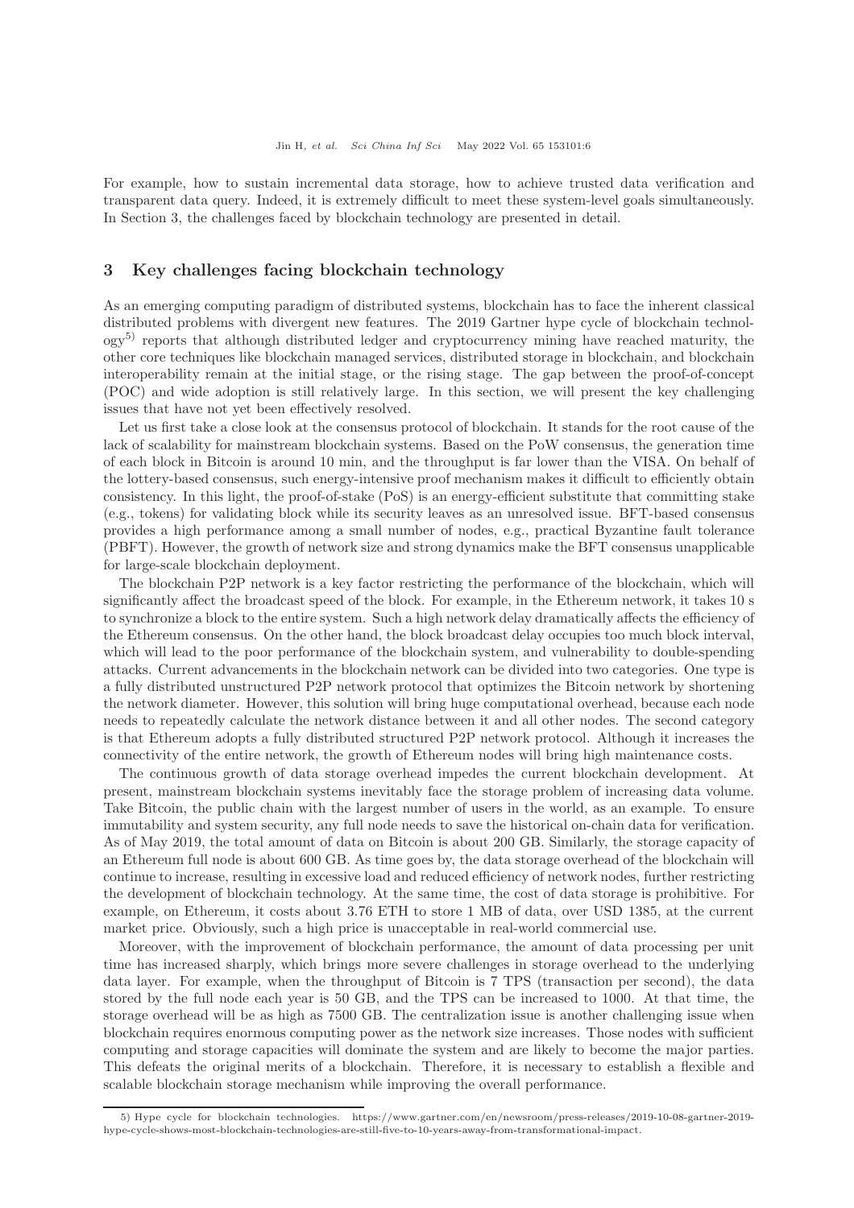For example, how to sustain incremental data storage, how to achieve trusted data verification and transparent data query. Indeed, it is extremely difficult to meet these system-level goals simultaneously. In Section 3, the challenges faced by blockchain technology are presented in detail.

## 3 Key challenges facing blockchain technology

As an emerging computing paradigm of distributed systems, blockchain has to face the inherent classical distributed problems with divergent new features. The 2019 Gartner hype cycle of blockchain technology[5] reports that although distributed ledger and cryptocurrency mining have reached maturity, the other core techniques like blockchain managed services, distributed storage in blockchain, and blockchain interoperability remain at the initial stage, or the rising stage. The gap between the proof-of-concept (POC) and wide adoption is still relatively large. In this section, we will present the key challenging issues that have not yet been effectively resolved.

Let us first take a close look at the consensus protocol of blockchain. It stands for the root cause of the lack of scalability for mainstream blockchain systems. Based on the PoW consensus, the generation time of each block in Bitcoin is around 10 min, and the throughput is far lower than the VISA. On behalf of the lottery-based consensus, such energy-intensive proof mechanism makes it difficult to efficiently obtain consistency. In this light, the proof-of-stake (PoS) is an energy-efficient substitute that committing stake (e.g., tokens) for validating block while its security leaves as an unresolved issue. BFT-based consensus provides a high performance among a small number of nodes, e.g., practical Byzantine fault tolerance (PBFT). However, the growth of network size and strong dynamics make the BFT consensus unapplicable for large-scale blockchain deployment.

The blockchain P2P network is a key factor restricting the performance of the blockchain, which will significantly affect the broadcast speed of the block. For example, in the Ethereum network, it takes 10 s to synchronize a block to the entire system. Such a high network delay dramatically affects the efficiency of the Ethereum consensus. On the other hand, the block broadcast delay occupies too much block interval, which will lead to the poor performance of the blockchain system, and vulnerability to double-spending attacks. Current advancements in the blockchain network can be divided into two categories. One type is a fully distributed unstructured P2P network protocol that optimizes the Bitcoin network by shortening the network diameter. However, this solution will bring huge computational overhead, because each node needs to repeatedly calculate the network distance between it and all other nodes. The second category is that Ethereum adopts a fully distributed structured P2P network protocol. Although it increases the connectivity of the entire network, the growth of Ethereum nodes will bring high maintenance costs.

The continuous growth of data storage overhead impedes the current blockchain development. At present, mainstream blockchain systems inevitably face the storage problem of increasing data volume. Take Bitcoin, the public chain with the largest number of users in the world, as an example. To ensure immutability and system security, any full node needs to save the historical on-chain data for verification. As of May 2019, the total amount of data on Bitcoin is about 200 GB. Similarly, the storage capacity of an Ethereum full node is about 600 GB. As time goes by, the data storage overhead of the blockchain will continue to increase, resulting in excessive load and reduced efficiency of network nodes, further restricting the development of blockchain technology. At the same time, the cost of data storage is prohibitive. For example, on Ethereum, it costs about 3.76 ETH to store 1 MB of data, over USD 1385, at the current market price. Obviously, such a high price is unacceptable in real-world commercial use.

Moreover, with the improvement of blockchain performance, the amount of data processing per unit time has increased sharply, which brings more severe challenges in storage overhead to the underlying data layer. For example, when the throughput of Bitcoin is 7 TPS (transaction per second), the data stored by the full node each year is 50 GB, and the TPS can be increased to 1000. At that time, the storage overhead will be as high as 7500 GB. The centralization issue is another challenging issue when blockchain requires enormous computing power as the network size increases. Those nodes with sufficient computing and storage capacities will dominate the system and are likely to become the major parties. This defeats the original merits of a blockchain. Therefore, it is necessary to establish a flexible and scalable blockchain storage mechanism while improving the overall performance.

---

5) Hype cycle for blockchain technologies. https://www.gartner.com/en/newsroom/press-releases/2019-10-08-gartner-2019-hype-cycle-shows-most-blockchain-technologies-are-still-five-to-10-years-away-from-transformational-impact.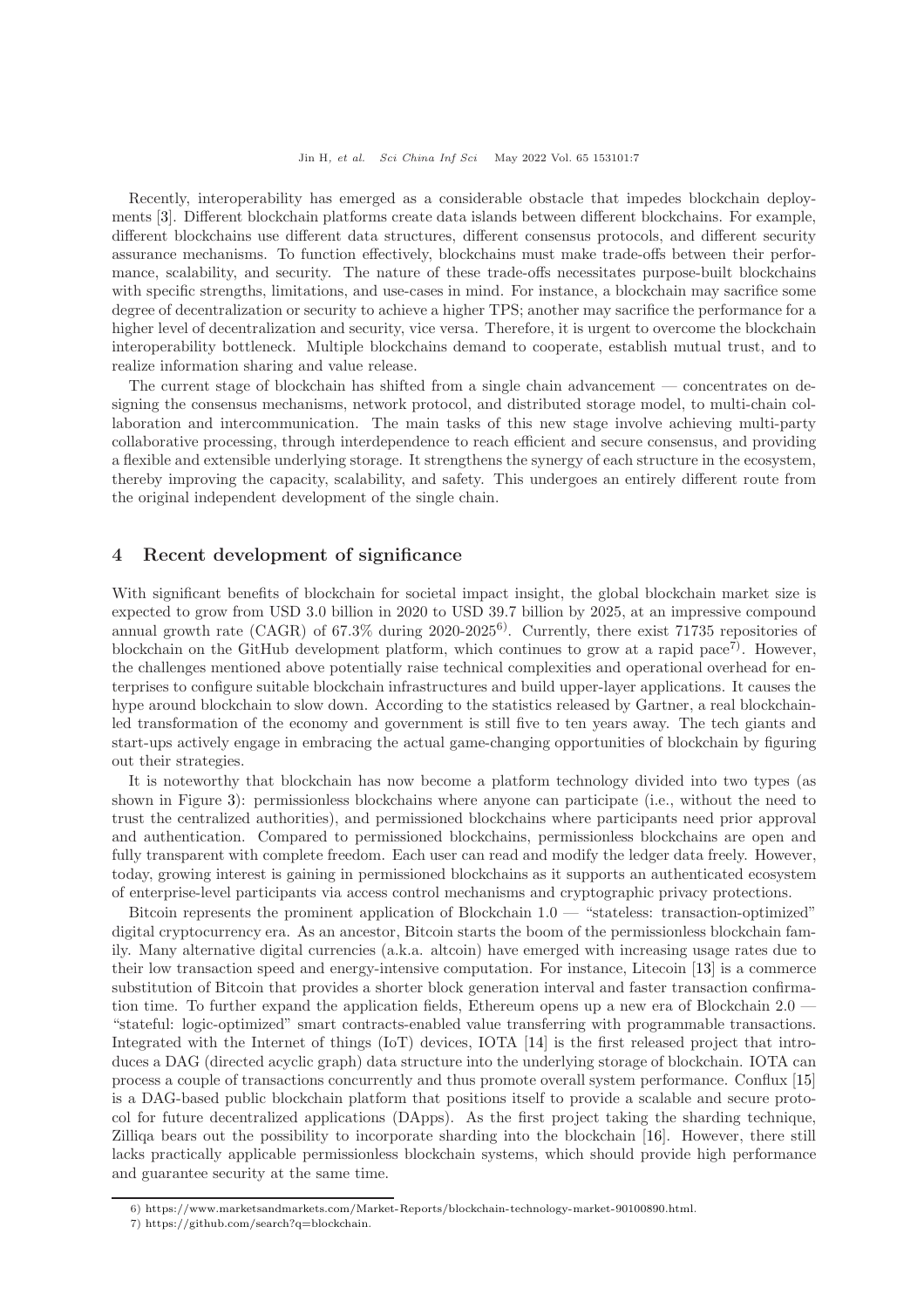Recently, interoperability has emerged as a considerable obstacle that impedes blockchain deployments [3]. Different blockchain platforms create data islands between different blockchains. For example, different blockchains use different data structures, different consensus protocols, and different security assurance mechanisms. To function effectively, blockchains must make trade-offs between their performance, scalability, and security. The nature of these trade-offs necessitates purpose-built blockchains with specific strengths, limitations, and use-cases in mind. For instance, a blockchain may sacrifice some degree of decentralization or security to achieve a higher TPS; another may sacrifice the performance for a higher level of decentralization and security, vice versa. Therefore, it is urgent to overcome the blockchain interoperability bottleneck. Multiple blockchains demand to cooperate, establish mutual trust, and to realize information sharing and value release.

The current stage of blockchain has shifted from a single chain advancement — concentrates on designing the consensus mechanisms, network protocol, and distributed storage model, to multi-chain collaboration and intercommunication. The main tasks of this new stage involve achieving multi-party collaborative processing, through interdependence to reach efficient and secure consensus, and providing a flexible and extensible underlying storage. It strengthens the synergy of each structure in the ecosystem, thereby improving the capacity, scalability, and safety. This undergoes an entirely different route from the original independent development of the single chain.

## 4 Recent development of significance

With significant benefits of blockchain for societal impact insight, the global blockchain market size is expected to grow from USD 3.0 billion in 2020 to USD 39.7 billion by 2025, at an impressive compound annual growth rate (CAGR) of 67.3% during 2020-2025[6]. Currently, there exist 71735 repositories of blockchain on the GitHub development platform, which continues to grow at a rapid pace[7]. However, the challenges mentioned above potentially raise technical complexities and operational overhead for enterprises to configure suitable blockchain infrastructures and build upper-layer applications. It causes the hype around blockchain to slow down. According to the statistics released by Gartner, a real blockchain-led transformation of the economy and government is still five to ten years away. The tech giants and start-ups actively engage in embracing the actual game-changing opportunities of blockchain by figuring out their strategies.

It is noteworthy that blockchain has now become a platform technology divided into two types (as shown in Figure 3): permissionless blockchains where anyone can participate (i.e., without the need to trust the centralized authorities), and permissioned blockchains where participants need prior approval and authentication. Compared to permissioned blockchains, permissionless blockchains are open and fully transparent with complete freedom. Each user can read and modify the ledger data freely. However, today, growing interest is gaining in permissioned blockchains as it supports an authenticated ecosystem of enterprise-level participants via access control mechanisms and cryptographic privacy protections.

Bitcoin represents the prominent application of Blockchain 1.0 — "stateless: transaction-optimized" digital cryptocurrency era. As an ancestor, Bitcoin starts the boom of the permissionless blockchain family. Many alternative digital currencies (a.k.a. altcoin) have emerged with increasing usage rates due to their low transaction speed and energy-intensive computation. For instance, Litecoin [13] is a commerce substitution of Bitcoin that provides a shorter block generation interval and faster transaction confirmation time. To further expand the application fields, Ethereum opens up a new era of Blockchain 2.0 — "stateful: logic-optimized" smart contracts-enabled value transferring with programmable transactions. Integrated with the Internet of things (IoT) devices, IOTA [14] is the first released project that introduces a DAG (directed acyclic graph) data structure into the underlying storage of blockchain. IOTA can process a couple of transactions concurrently and thus promote overall system performance. Conflux [15] is a DAG-based public blockchain platform that positions itself to provide a scalable and secure protocol for future decentralized applications (DApps). As the first project taking the sharding technique, Zilliqa bears out the possibility to incorporate sharding into the blockchain [16]. However, there still lacks practically applicable permissionless blockchain systems, which should provide high performance and guarantee security at the same time.

---

6) https://www.marketsandmarkets.com/Market-Reports/blockchain-technology-market-90100890.html.

7) https://github.com/search?q=blockchain.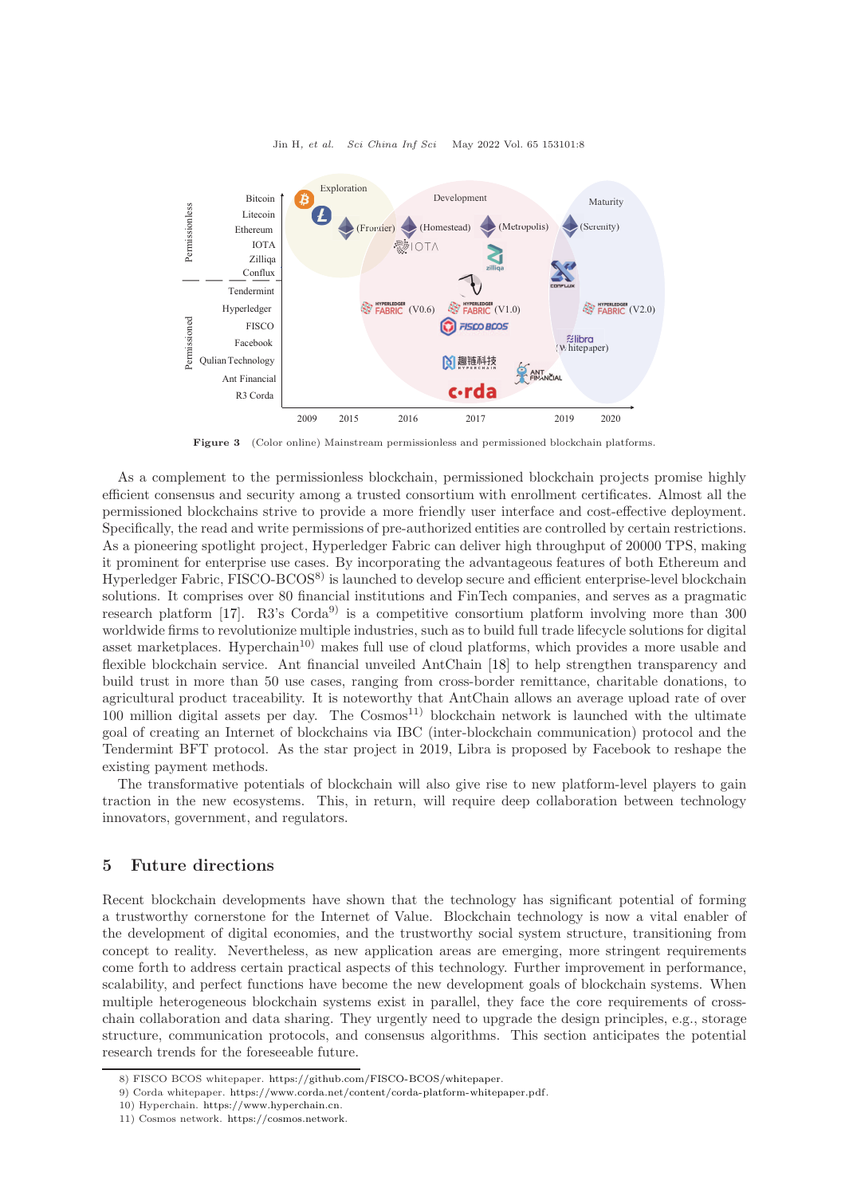**Figure 3** (Color online) Mainstream permissionless and permissioned blockchain platforms.

As a complement to the permissionless blockchain, permissioned blockchain projects promise highly efficient consensus and security among a trusted consortium with enrollment certificates. Almost all the permissioned blockchains strive to provide a more friendly user interface and cost-effective deployment. Specifically, the read and write permissions of pre-authorized entities are controlled by certain restrictions. As a pioneering spotlight project, Hyperledger Fabric can deliver high throughput of 20000 TPS, making it prominent for enterprise use cases. By incorporating the advantageous features of both Ethereum and Hyperledger Fabric, FISCO-BCOS[8] is launched to develop secure and efficient enterprise-level blockchain solutions. It comprises over 80 financial institutions and FinTech companies, and serves as a pragmatic research platform [17]. R3's Corda[9] is a competitive consortium platform involving more than 300 worldwide firms to revolutionize multiple industries, such as to build full trade lifecycle solutions for digital asset marketplaces. Hyperchain[10] makes full use of cloud platforms, which provides a more usable and flexible blockchain service. Ant financial unveiled AntChain [18] to help strengthen transparency and build trust in more than 50 use cases, ranging from cross-border remittance, charitable donations, to agricultural product traceability. It is noteworthy that AntChain allows an average upload rate of over 100 million digital assets per day. The Cosmos[11] blockchain network is launched with the ultimate goal of creating an Internet of blockchains via IBC (inter-blockchain communication) protocol and the Tendermint BFT protocol. As the star project in 2019, Libra is proposed by Facebook to reshape the existing payment methods.

The transformative potentials of blockchain will also give rise to new platform-level players to gain traction in the new ecosystems. This, in return, will require deep collaboration between technology innovators, government, and regulators.

## 5 Future directions

Recent blockchain developments have shown that the technology has significant potential of forming a trustworthy cornerstone for the Internet of Value. Blockchain technology is now a vital enabler of the development of digital economies, and the trustworthy social system structure, transitioning from concept to reality. Nevertheless, as new application areas are emerging, more stringent requirements come forth to address certain practical aspects of this technology. Further improvement in performance, scalability, and perfect functions have become the new development goals of blockchain systems. When multiple heterogeneous blockchain systems exist in parallel, they face the core requirements of cross-chain collaboration and data sharing. They urgently need to upgrade the design principles, e.g., storage structure, communication protocols, and consensus algorithms. This section anticipates the potential research trends for the foreseeable future.

8) FISCO BCOS whitepaper. https://github.com/FISCO-BCOS/whitepaper.
9) Corda whitepaper. https://www.corda.net/content/corda-platform-whitepaper.pdf.
10) Hyperchain. https://www.hyperchain.cn.
11) Cosmos network. https://cosmos.network.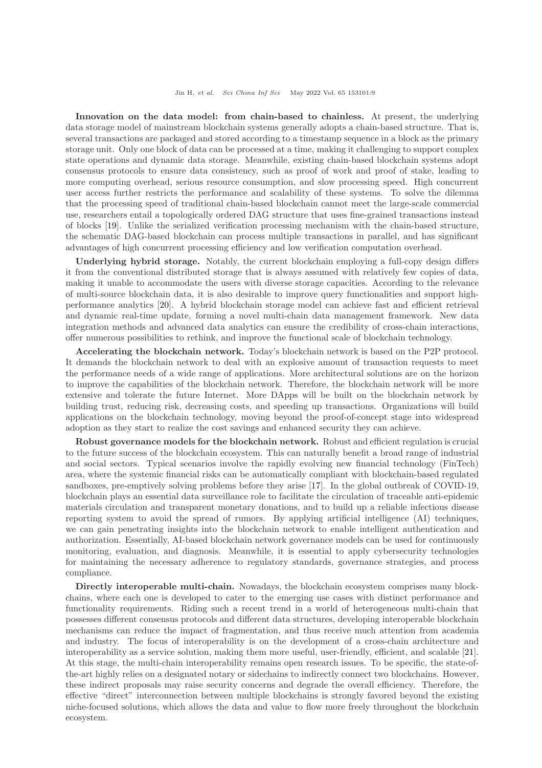**Innovation on the data model: from chain-based to chainless.** At present, the underlying data storage model of mainstream blockchain systems generally adopts a chain-based structure. That is, several transactions are packaged and stored according to a timestamp sequence in a block as the primary storage unit. Only one block of data can be processed at a time, making it challenging to support complex state operations and dynamic data storage. Meanwhile, existing chain-based blockchain systems adopt consensus protocols to ensure data consistency, such as proof of work and proof of stake, leading to more computing overhead, serious resource consumption, and slow processing speed. High concurrent user access further restricts the performance and scalability of these systems. To solve the dilemma that the processing speed of traditional chain-based blockchain cannot meet the large-scale commercial use, researchers entail a topologically ordered DAG structure that uses fine-grained transactions instead of blocks [19]. Unlike the serialized verification processing mechanism with the chain-based structure, the schematic DAG-based blockchain can process multiple transactions in parallel, and has significant advantages of high concurrent processing efficiency and low verification computation overhead.

**Underlying hybrid storage.** Notably, the current blockchain employing a full-copy design differs it from the conventional distributed storage that is always assumed with relatively few copies of data, making it unable to accommodate the users with diverse storage capacities. According to the relevance of multi-source blockchain data, it is also desirable to improve query functionalities and support high-performance analytics [20]. A hybrid blockchain storage model can achieve fast and efficient retrieval and dynamic real-time update, forming a novel multi-chain data management framework. New data integration methods and advanced data analytics can ensure the credibility of cross-chain interactions, offer numerous possibilities to rethink, and improve the functional scale of blockchain technology.

**Accelerating the blockchain network.** Today's blockchain network is based on the P2P protocol. It demands the blockchain network to deal with an explosive amount of transaction requests to meet the performance needs of a wide range of applications. More architectural solutions are on the horizon to improve the capabilities of the blockchain network. Therefore, the blockchain network will be more extensive and tolerate the future Internet. More DApps will be built on the blockchain network by building trust, reducing risk, decreasing costs, and speeding up transactions. Organizations will build applications on the blockchain technology, moving beyond the proof-of-concept stage into widespread adoption as they start to realize the cost savings and enhanced security they can achieve.

**Robust governance models for the blockchain network.** Robust and efficient regulation is crucial to the future success of the blockchain ecosystem. This can naturally benefit a broad range of industrial and social sectors. Typical scenarios involve the rapidly evolving new financial technology (FinTech) area, where the systemic financial risks can be automatically compliant with blockchain-based regulated sandboxes, pre-emptively solving problems before they arise [17]. In the global outbreak of COVID-19, blockchain plays an essential data surveillance role to facilitate the circulation of traceable anti-epidemic materials circulation and transparent monetary donations, and to build up a reliable infectious disease reporting system to avoid the spread of rumors. By applying artificial intelligence (AI) techniques, we can gain penetrating insights into the blockchain network to enable intelligent authentication and authorization. Essentially, AI-based blockchain network governance models can be used for continuously monitoring, evaluation, and diagnosis. Meanwhile, it is essential to apply cybersecurity technologies for maintaining the necessary adherence to regulatory standards, governance strategies, and process compliance.

**Directly interoperable multi-chain.** Nowadays, the blockchain ecosystem comprises many blockchains, where each one is developed to cater to the emerging use cases with distinct performance and functionality requirements. Riding such a recent trend in a world of heterogeneous multi-chain that possesses different consensus protocols and different data structures, developing interoperable blockchain mechanisms can reduce the impact of fragmentation, and thus receive much attention from academia and industry. The focus of interoperability is on the development of a cross-chain architecture and interoperability as a service solution, making them more useful, user-friendly, efficient, and scalable [21]. At this stage, the multi-chain interoperability remains open research issues. To be specific, the state-of-the-art highly relies on a designated notary or sidechains to indirectly connect two blockchains. However, these indirect proposals may raise security concerns and degrade the overall efficiency. Therefore, the effective "direct" interconnection between multiple blockchains is strongly favored beyond the existing niche-focused solutions, which allows the data and value to flow more freely throughout the blockchain ecosystem.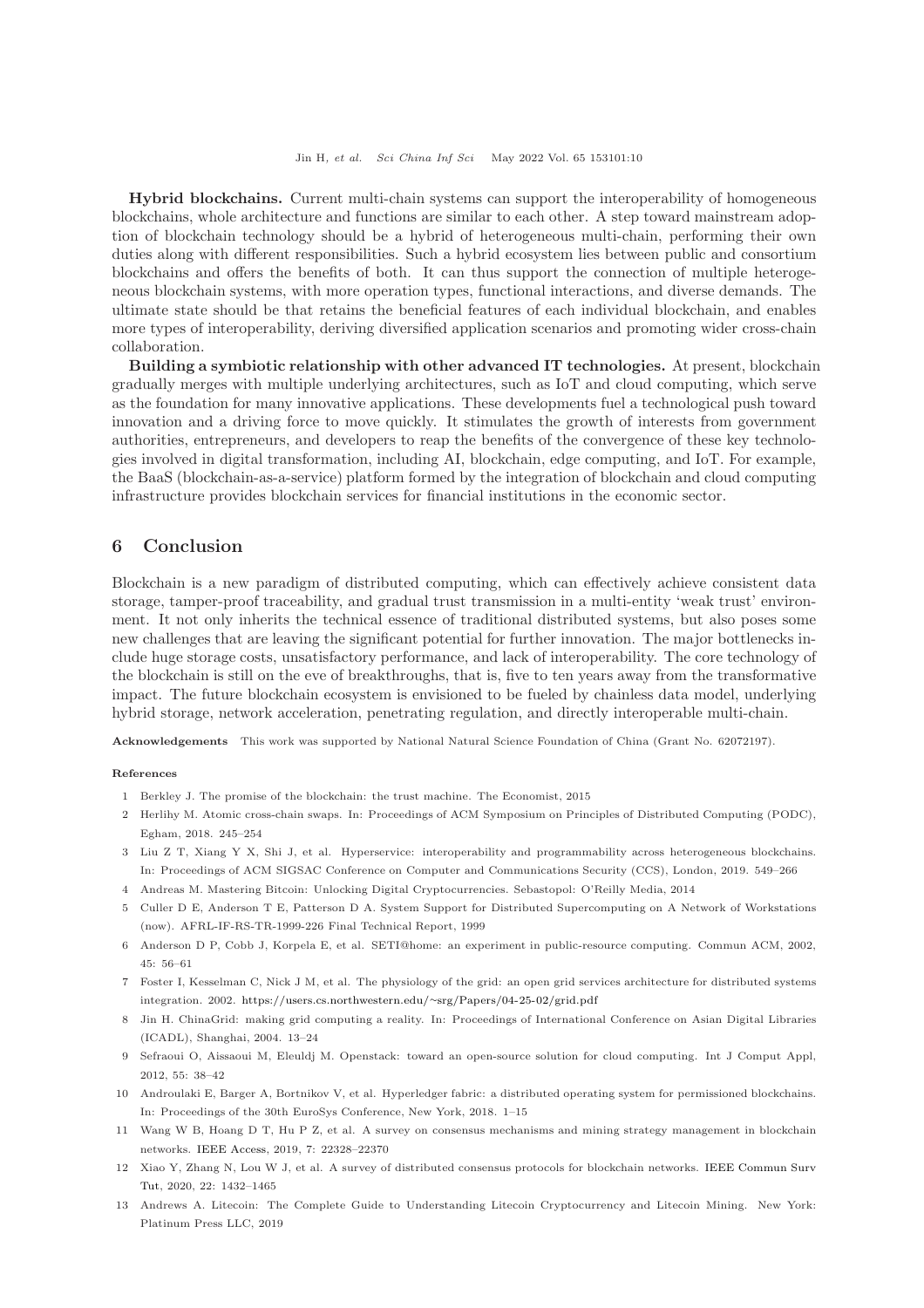**Hybrid blockchains.** Current multi-chain systems can support the interoperability of homogeneous blockchains, whole architecture and functions are similar to each other. A step toward mainstream adoption of blockchain technology should be a hybrid of heterogeneous multi-chain, performing their own duties along with different responsibilities. Such a hybrid ecosystem lies between public and consortium blockchains and offers the benefits of both. It can thus support the connection of multiple heterogeneous blockchain systems, with more operation types, functional interactions, and diverse demands. The ultimate state should be that retains the beneficial features of each individual blockchain, and enables more types of interoperability, deriving diversified application scenarios and promoting wider cross-chain collaboration.

**Building a symbiotic relationship with other advanced IT technologies.** At present, blockchain gradually merges with multiple underlying architectures, such as IoT and cloud computing, which serve as the foundation for many innovative applications. These developments fuel a technological push toward innovation and a driving force to move quickly. It stimulates the growth of interests from government authorities, entrepreneurs, and developers to reap the benefits of the convergence of these key technologies involved in digital transformation, including AI, blockchain, edge computing, and IoT. For example, the BaaS (blockchain-as-a-service) platform formed by the integration of blockchain and cloud computing infrastructure provides blockchain services for financial institutions in the economic sector.

## 6 Conclusion

Blockchain is a new paradigm of distributed computing, which can effectively achieve consistent data storage, tamper-proof traceability, and gradual trust transmission in a multi-entity 'weak trust' environment. It not only inherits the technical essence of traditional distributed systems, but also poses some new challenges that are leaving the significant potential for further innovation. The major bottlenecks include huge storage costs, unsatisfactory performance, and lack of interoperability. The core technology of the blockchain is still on the eve of breakthroughs, that is, five to ten years away from the transformative impact. The future blockchain ecosystem is envisioned to be fueled by chainless data model, underlying hybrid storage, network acceleration, penetrating regulation, and directly interoperable multi-chain.

**Acknowledgements** This work was supported by National Natural Science Foundation of China (Grant No. 62072197).

**References**

1 Berkley J. The promise of the blockchain: the trust machine. The Economist, 2015
2 Herlihy M. Atomic cross-chain swaps. In: Proceedings of ACM Symposium on Principles of Distributed Computing (PODC), Egham, 2018. 245–254
3 Liu Z T, Xiang Y X, Shi J, et al. Hyperservice: interoperability and programmability across heterogeneous blockchains. In: Proceedings of ACM SIGSAC Conference on Computer and Communications Security (CCS), London, 2019. 549–266
4 Andreas M. Mastering Bitcoin: Unlocking Digital Cryptocurrencies. Sebastopol: O'Reilly Media, 2014
5 Culler D E, Anderson T E, Patterson D A. System Support for Distributed Supercomputing on A Network of Workstations (now). AFRL-IF-RS-TR-1999-226 Final Technical Report, 1999
6 Anderson D P, Cobb J, Korpela E, et al. SETI@home: an experiment in public-resource computing. Commun ACM, 2002, 45: 56–61
7 Foster I, Kesselman C, Nick J M, et al. The physiology of the grid: an open grid services architecture for distributed systems integration. 2002. https://users.cs.northwestern.edu/~srg/Papers/04-25-02/grid.pdf
8 Jin H. ChinaGrid: making grid computing a reality. In: Proceedings of International Conference on Asian Digital Libraries (ICADL), Shanghai, 2004. 13–24
9 Sefraoui O, Aissaoui M, Eleuldj M. Openstack: toward an open-source solution for cloud computing. Int J Comput Appl, 2012, 55: 38–42
10 Androulaki E, Barger A, Bortnikov V, et al. Hyperledger fabric: a distributed operating system for permissioned blockchains. In: Proceedings of the 30th EuroSys Conference, New York, 2018. 1–15
11 Wang W B, Hoang D T, Hu P Z, et al. A survey on consensus mechanisms and mining strategy management in blockchain networks. IEEE Access, 2019, 7: 22328–22370
12 Xiao Y, Zhang N, Lou W J, et al. A survey of distributed consensus protocols for blockchain networks. IEEE Commun Surv Tut, 2020, 22: 1432–1465
13 Andrews A. Litecoin: The Complete Guide to Understanding Litecoin Cryptocurrency and Litecoin Mining. New York: Platinum Press LLC, 2019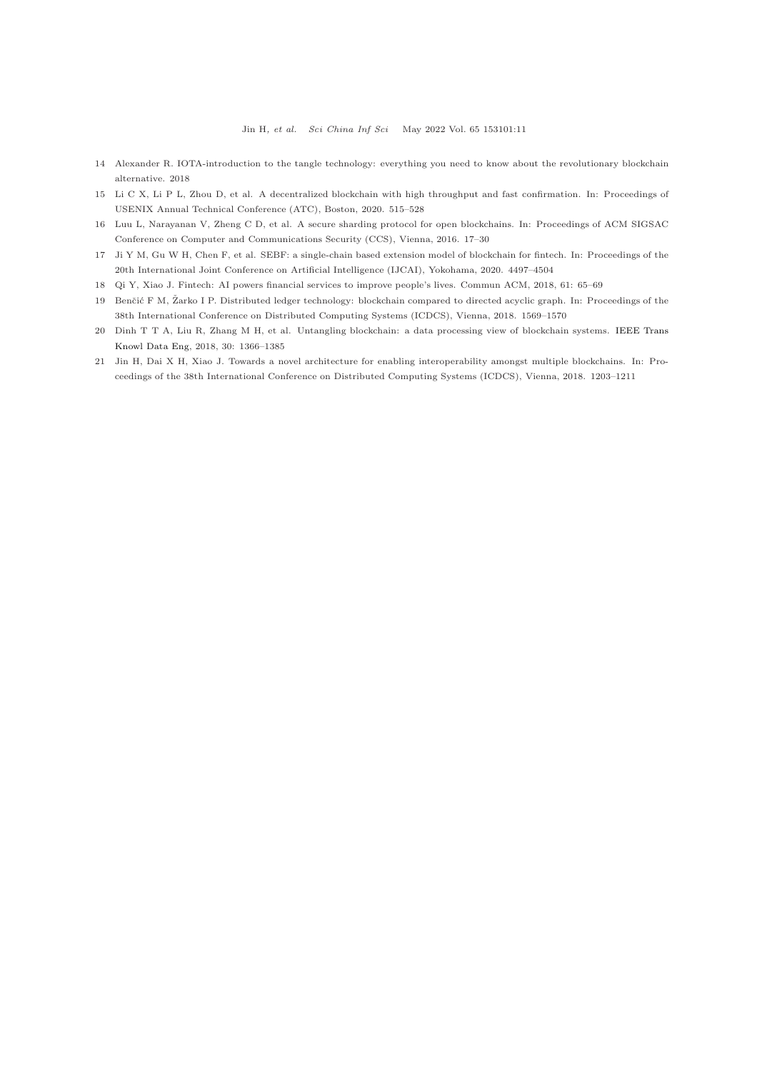14 Alexander R. IOTA-introduction to the tangle technology: everything you need to know about the revolutionary blockchain alternative. 2018

15 Li C X, Li P L, Zhou D, et al. A decentralized blockchain with high throughput and fast confirmation. In: Proceedings of USENIX Annual Technical Conference (ATC), Boston, 2020. 515–528

16 Luu L, Narayanan V, Zheng C D, et al. A secure sharding protocol for open blockchains. In: Proceedings of ACM SIGSAC Conference on Computer and Communications Security (CCS), Vienna, 2016. 17–30

17 Ji Y M, Gu W H, Chen F, et al. SEBF: a single-chain based extension model of blockchain for fintech. In: Proceedings of the 20th International Joint Conference on Artificial Intelligence (IJCAI), Yokohama, 2020. 4497–4504

18 Qi Y, Xiao J. Fintech: AI powers financial services to improve people's lives. Commun ACM, 2018, 61: 65–69

19 Benčić F M, Žarko I P. Distributed ledger technology: blockchain compared to directed acyclic graph. In: Proceedings of the 38th International Conference on Distributed Computing Systems (ICDCS), Vienna, 2018. 1569–1570

20 Dinh T T A, Liu R, Zhang M H, et al. Untangling blockchain: a data processing view of blockchain systems. IEEE Trans Knowl Data Eng, 2018, 30: 1366–1385

21 Jin H, Dai X H, Xiao J. Towards a novel architecture for enabling interoperability amongst multiple blockchains. In: Proceedings of the 38th International Conference on Distributed Computing Systems (ICDCS), Vienna, 2018. 1203–1211